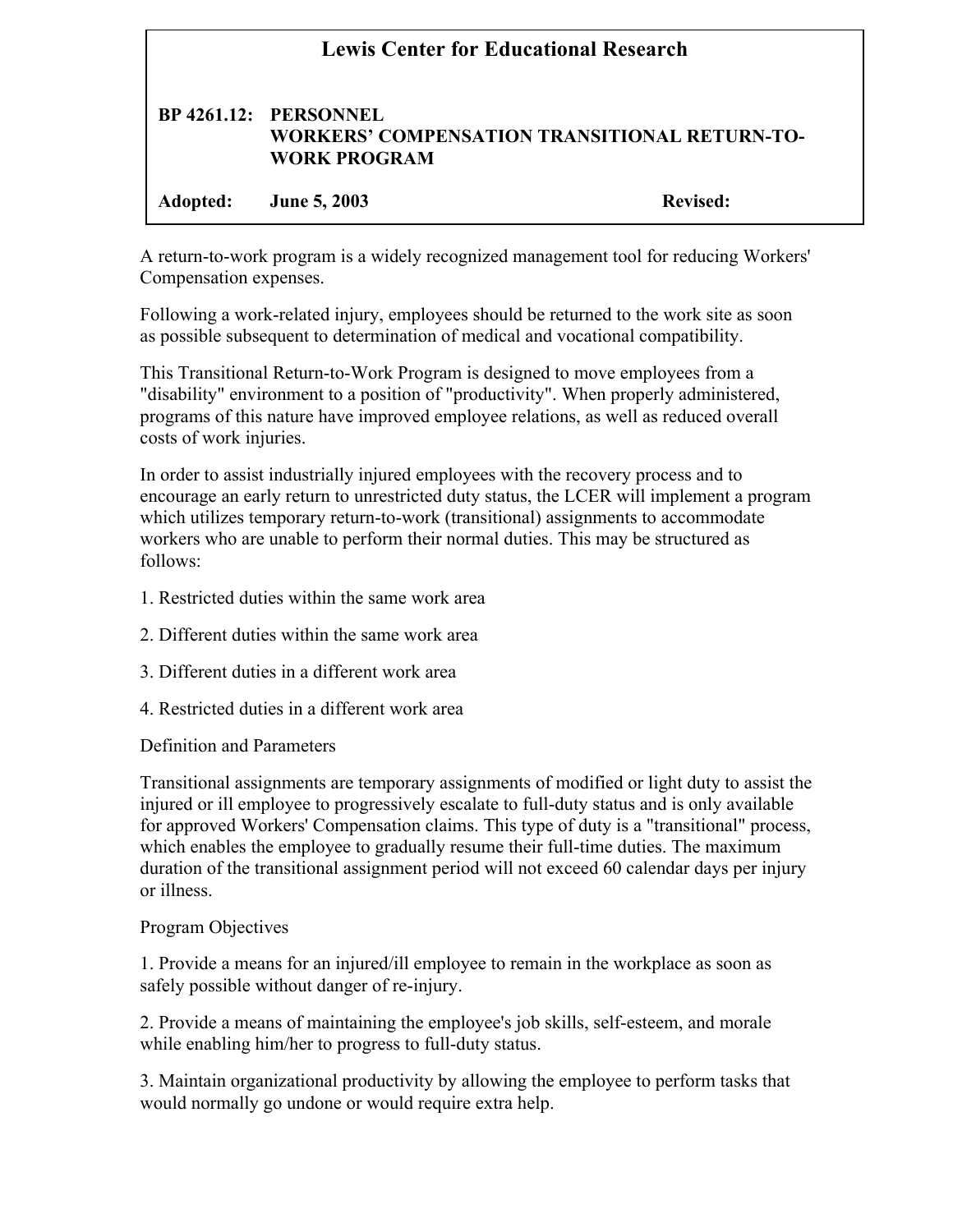# Lewis Center for Educational Research

**BP 4261.12: PERSONNEL**
**WORKERS' COMPENSATION TRANSITIONAL RETURN-TO-WORK PROGRAM**

**Adopted:** June 5, 2003 **Revised:**

A return-to-work program is a widely recognized management tool for reducing Workers' Compensation expenses.

Following a work-related injury, employees should be returned to the work site as soon as possible subsequent to determination of medical and vocational compatibility.

This Transitional Return-to-Work Program is designed to move employees from a "disability" environment to a position of "productivity". When properly administered, programs of this nature have improved employee relations, as well as reduced overall costs of work injuries.

In order to assist industrially injured employees with the recovery process and to encourage an early return to unrestricted duty status, the LCER will implement a program which utilizes temporary return-to-work (transitional) assignments to accommodate workers who are unable to perform their normal duties. This may be structured as follows:

1. Restricted duties within the same work area
2. Different duties within the same work area
3. Different duties in a different work area
4. Restricted duties in a different work area

Definition and Parameters

Transitional assignments are temporary assignments of modified or light duty to assist the injured or ill employee to progressively escalate to full-duty status and is only available for approved Workers' Compensation claims. This type of duty is a "transitional" process, which enables the employee to gradually resume their full-time duties. The maximum duration of the transitional assignment period will not exceed 60 calendar days per injury or illness.

Program Objectives

1. Provide a means for an injured/ill employee to remain in the workplace as soon as safely possible without danger of re-injury.
2. Provide a means of maintaining the employee's job skills, self-esteem, and morale while enabling him/her to progress to full-duty status.
3. Maintain organizational productivity by allowing the employee to perform tasks that would normally go undone or would require extra help.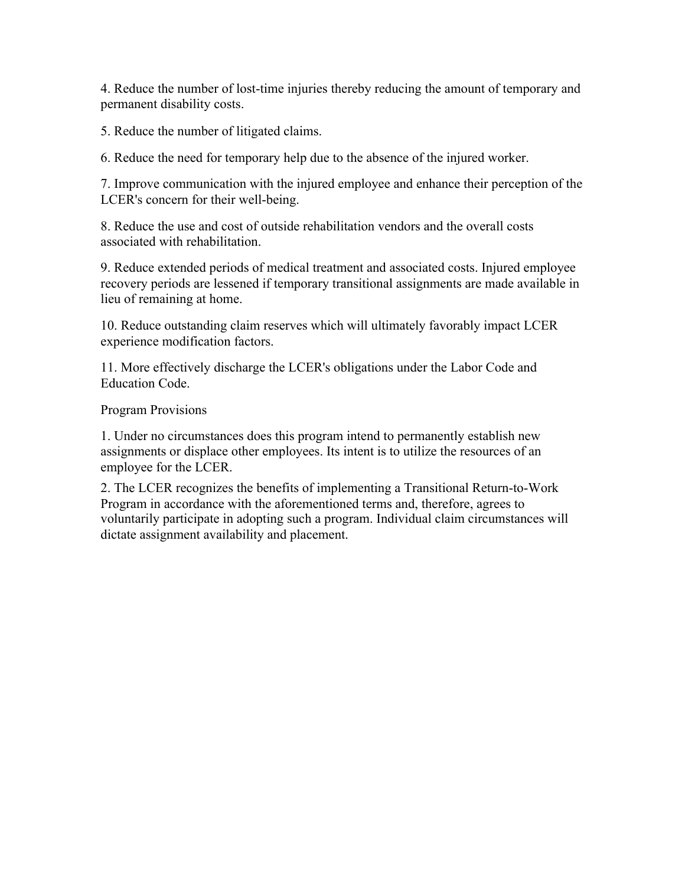4. Reduce the number of lost-time injuries thereby reducing the amount of temporary and permanent disability costs.

5. Reduce the number of litigated claims.

6. Reduce the need for temporary help due to the absence of the injured worker.

7. Improve communication with the injured employee and enhance their perception of the LCER's concern for their well-being.

8. Reduce the use and cost of outside rehabilitation vendors and the overall costs associated with rehabilitation.

9. Reduce extended periods of medical treatment and associated costs. Injured employee recovery periods are lessened if temporary transitional assignments are made available in lieu of remaining at home.

10. Reduce outstanding claim reserves which will ultimately favorably impact LCER experience modification factors.

11. More effectively discharge the LCER's obligations under the Labor Code and Education Code.

Program Provisions

1. Under no circumstances does this program intend to permanently establish new assignments or displace other employees. Its intent is to utilize the resources of an employee for the LCER.

2. The LCER recognizes the benefits of implementing a Transitional Return-to-Work Program in accordance with the aforementioned terms and, therefore, agrees to voluntarily participate in adopting such a program. Individual claim circumstances will dictate assignment availability and placement.